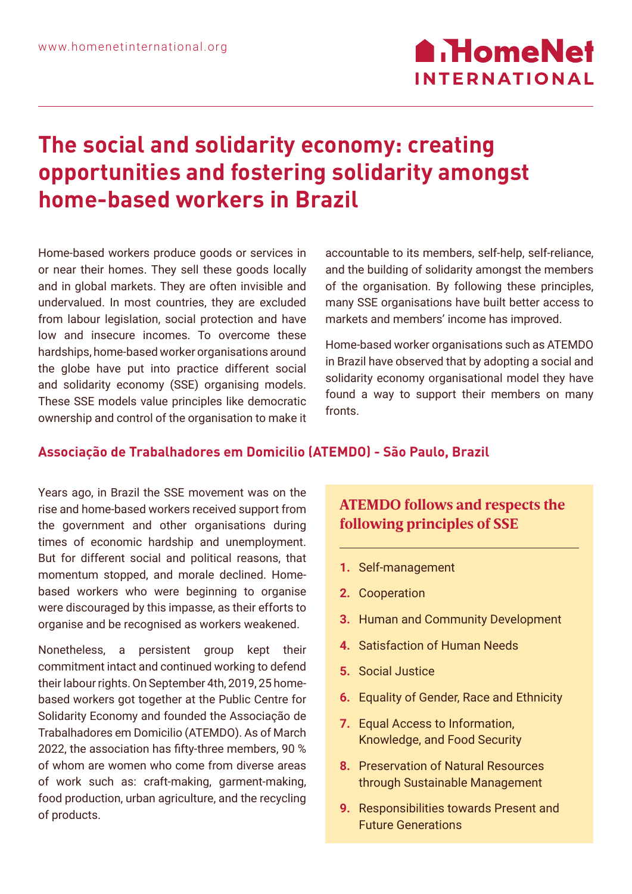# The social and solidarity economy: creating opportunities and fostering solidarity amongst home-based workers in Brazil

Home-based workers produce goods or services in or near their homes. They sell these goods locally and in global markets. They are often invisible and undervalued. In most countries, they are excluded from labour legislation, social protection and have low and insecure incomes. To overcome these hardships, home-based worker organisations around the globe have put into practice different social and solidarity economy (SSE) organising models. These SSE models value principles like democratic ownership and control of the organisation to make it accountable to its members, self-help, self-reliance, and the building of solidarity amongst the members of the organisation. By following these principles, many SSE organisations have built better access to markets and members' income has improved.

Home-based worker organisations such as ATEMDO in Brazil have observed that by adopting a social and solidarity economy organisational model they have found a way to support their members on many fronts.

### Associação de Trabalhadores em Domicilio (ATEMDO) - São Paulo, Brazil

Years ago, in Brazil the SSE movement was on the rise and home-based workers received support from the government and other organisations during times of economic hardship and unemployment. But for different social and political reasons, that momentum stopped, and morale declined. Home-based workers who were beginning to organise were discouraged by this impasse, as their efforts to organise and be recognised as workers weakened.

Nonetheless, a persistent group kept their commitment intact and continued working to defend their labour rights. On September 4th, 2019, 25 home-based workers got together at the Public Centre for Solidarity Economy and founded the Associação de Trabalhadores em Domicilio (ATEMDO). As of March 2022, the association has fifty-three members, 90 % of whom are women who come from diverse areas of work such as: craft-making, garment-making, food production, urban agriculture, and the recycling of products.

#### ATEMDO follows and respects the following principles of SSE

1. Self-management
2. Cooperation
3. Human and Community Development
4. Satisfaction of Human Needs
5. Social Justice
6. Equality of Gender, Race and Ethnicity
7. Equal Access to Information, Knowledge, and Food Security
8. Preservation of Natural Resources through Sustainable Management
9. Responsibilities towards Present and Future Generations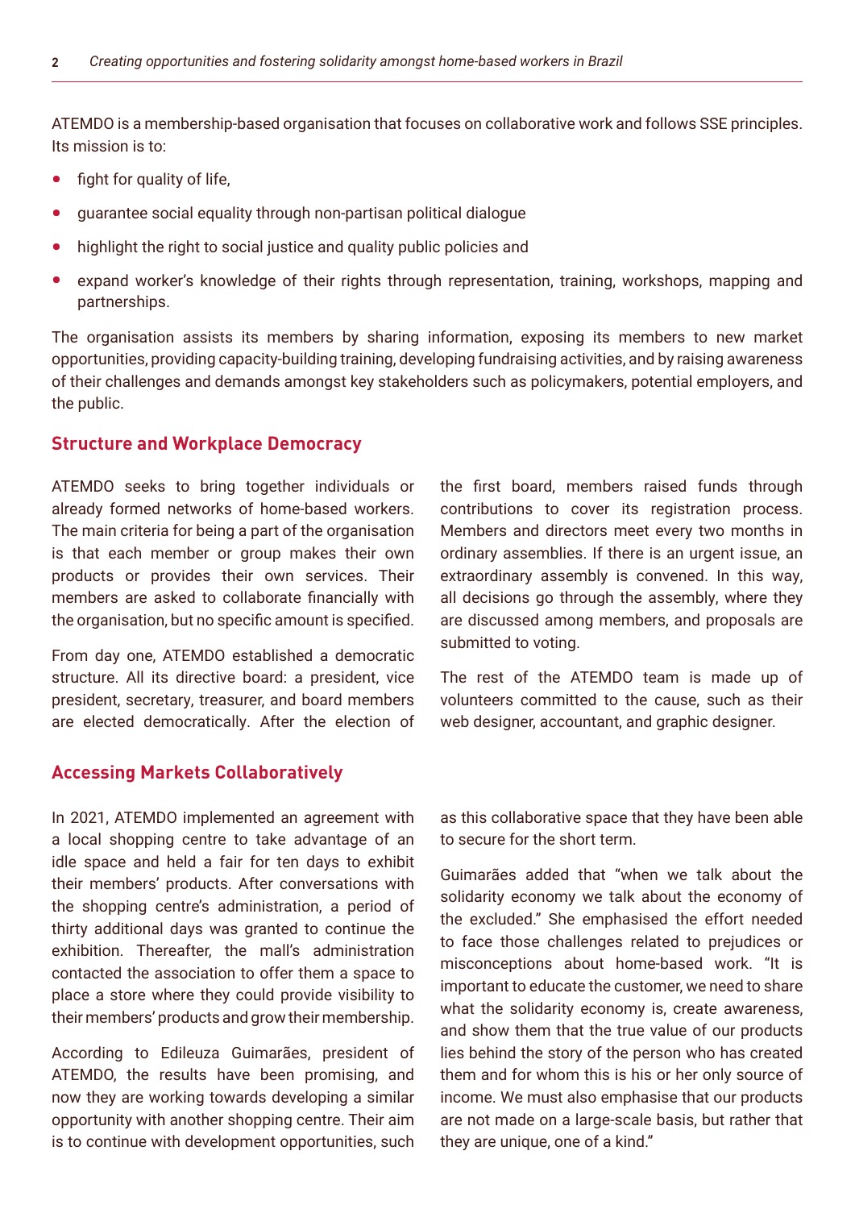ATEMDO is a membership-based organisation that focuses on collaborative work and follows SSE principles. Its mission is to:

- fight for quality of life,
- guarantee social equality through non-partisan political dialogue
- highlight the right to social justice and quality public policies and
- expand worker's knowledge of their rights through representation, training, workshops, mapping and partnerships.

The organisation assists its members by sharing information, exposing its members to new market opportunities, providing capacity-building training, developing fundraising activities, and by raising awareness of their challenges and demands amongst key stakeholders such as policymakers, potential employers, and the public.

## Structure and Workplace Democracy

ATEMDO seeks to bring together individuals or already formed networks of home-based workers. The main criteria for being a part of the organisation is that each member or group makes their own products or provides their own services. Their members are asked to collaborate financially with the organisation, but no specific amount is specified.

From day one, ATEMDO established a democratic structure. All its directive board: a president, vice president, secretary, treasurer, and board members are elected democratically. After the election of the first board, members raised funds through contributions to cover its registration process. Members and directors meet every two months in ordinary assemblies. If there is an urgent issue, an extraordinary assembly is convened. In this way, all decisions go through the assembly, where they are discussed among members, and proposals are submitted to voting.

The rest of the ATEMDO team is made up of volunteers committed to the cause, such as their web designer, accountant, and graphic designer.

## Accessing Markets Collaboratively

In 2021, ATEMDO implemented an agreement with a local shopping centre to take advantage of an idle space and held a fair for ten days to exhibit their members' products. After conversations with the shopping centre's administration, a period of thirty additional days was granted to continue the exhibition. Thereafter, the mall's administration contacted the association to offer them a space to place a store where they could provide visibility to their members' products and grow their membership.

According to Edileuza Guimarães, president of ATEMDO, the results have been promising, and now they are working towards developing a similar opportunity with another shopping centre. Their aim is to continue with development opportunities, such as this collaborative space that they have been able to secure for the short term.

Guimarães added that "when we talk about the solidarity economy we talk about the economy of the excluded." She emphasised the effort needed to face those challenges related to prejudices or misconceptions about home-based work. "It is important to educate the customer, we need to share what the solidarity economy is, create awareness, and show them that the true value of our products lies behind the story of the person who has created them and for whom this is his or her only source of income. We must also emphasise that our products are not made on a large-scale basis, but rather that they are unique, one of a kind."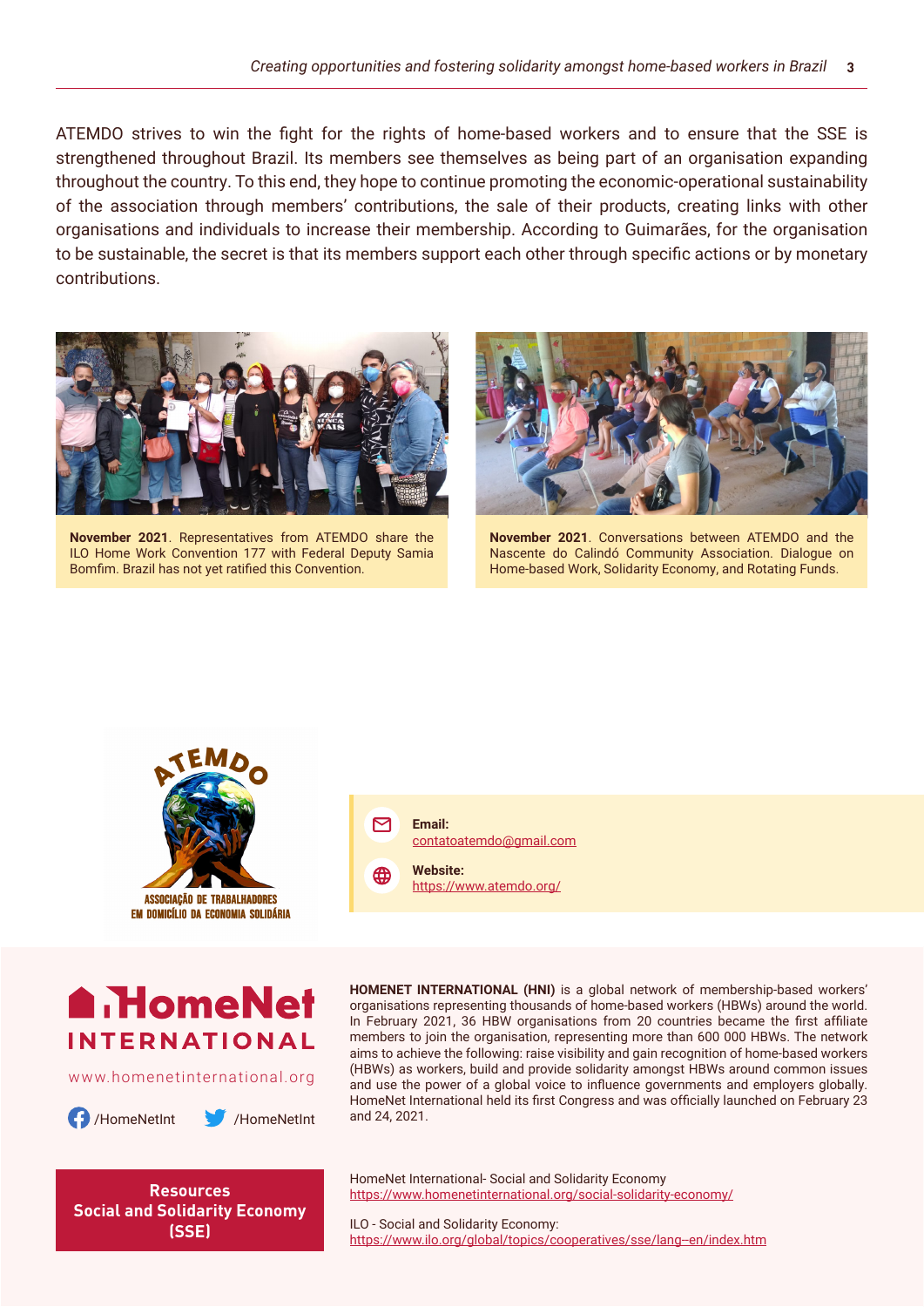ATEMDO strives to win the fight for the rights of home-based workers and to ensure that the SSE is strengthened throughout Brazil. Its members see themselves as being part of an organisation expanding throughout the country. To this end, they hope to continue promoting the economic-operational sustainability of the association through members' contributions, the sale of their products, creating links with other organisations and individuals to increase their membership. According to Guimarães, for the organisation to be sustainable, the secret is that its members support each other through specific actions or by monetary contributions.

**November 2021**. Representatives from ATEMDO share the ILO Home Work Convention 177 with Federal Deputy Samia Bomfim. Brazil has not yet ratified this Convention.

**November 2021**. Conversations between ATEMDO and the Nascente do Calindó Community Association. Dialogue on Home-based Work, Solidarity Economy, and Rotating Funds.

ATEMDO
ASSOCIAÇÃO DE TRABALHADORES EM DOMICÍLIO DA ECONOMIA SOLIDÁRIA

**Email:**
contatoatemdo@gmail.com

**Website:**
https://www.atemdo.org/

HomeNet INTERNATIONAL

www.homenetinternational.org

/HomeNetInt /HomeNetInt

**HOMENET INTERNATIONAL (HNI)** is a global network of membership-based workers' organisations representing thousands of home-based workers (HBWs) around the world. In February 2021, 36 HBW organisations from 20 countries became the first affiliate members to join the organisation, representing more than 600 000 HBWs. The network aims to achieve the following: raise visibility and gain recognition of home-based workers (HBWs) as workers, build and provide solidarity amongst HBWs around common issues and use the power of a global voice to influence governments and employers globally. HomeNet International held its first Congress and was officially launched on February 23 and 24, 2021.

**Resources Social and Solidarity Economy (SSE)**

HomeNet International- Social and Solidarity Economy
https://www.homenetinternational.org/social-solidarity-economy/

ILO - Social and Solidarity Economy:
https://www.ilo.org/global/topics/cooperatives/sse/lang--en/index.htm